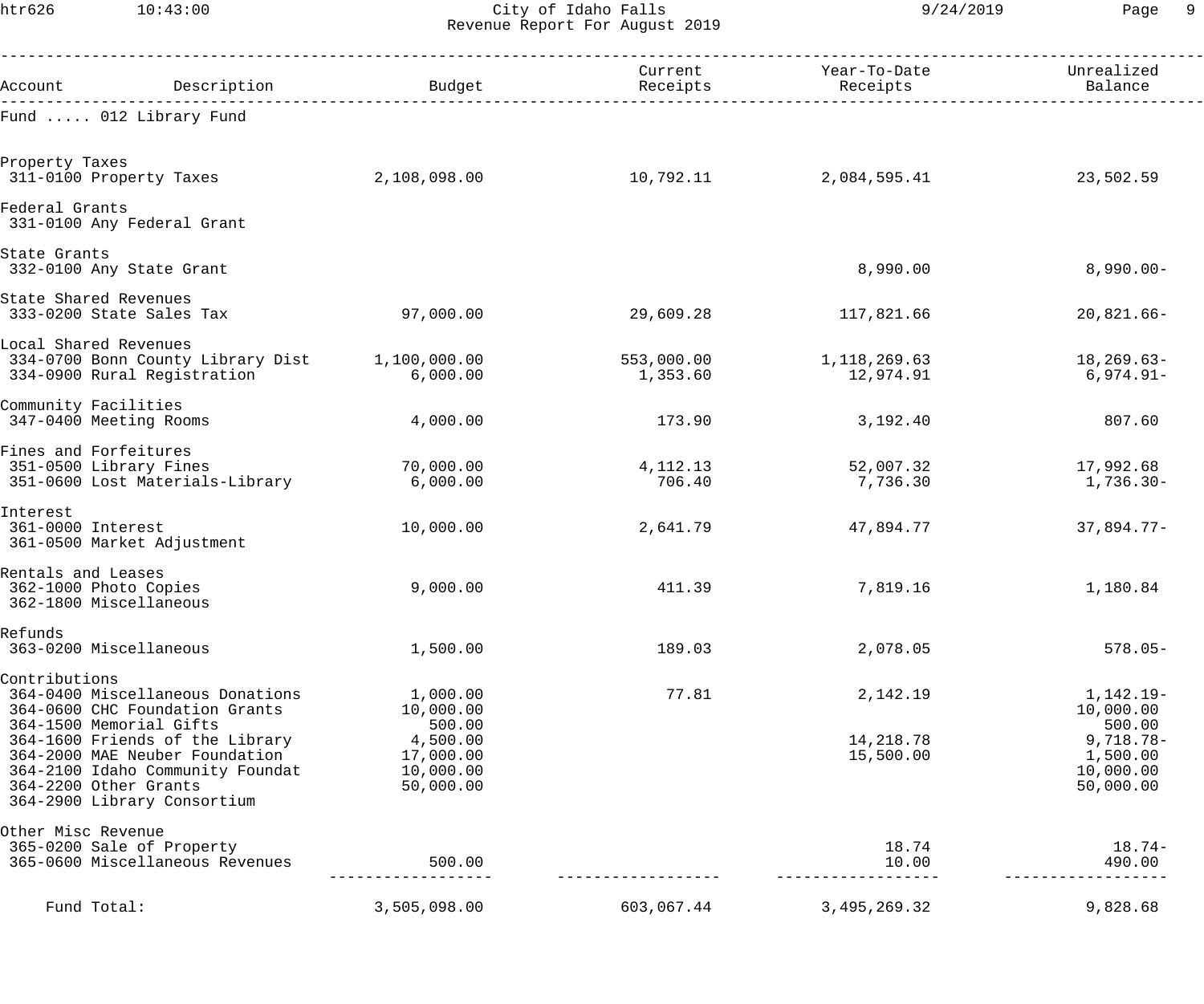# City of Idaho Falls

## Revenue Report For August 2019

| Account | Description | Budget | Current Receipts | Year-To-Date Receipts | Unrealized Balance |
|---|---|---|---|---|---|
| **Fund ..... 012 Library Fund** | | | | | |
| **Property Taxes** | | | | | |
| 311-0100 | Property Taxes | 2,108,098.00 | 10,792.11 | 2,084,595.41 | 23,502.59 |
| **Federal Grants** | | | | | |
| 331-0100 | Any Federal Grant | | | | |
| **State Grants** | | | | | |
| 332-0100 | Any State Grant | | | 8,990.00 | 8,990.00- |
| **State Shared Revenues** | | | | | |
| 333-0200 | State Sales Tax | 97,000.00 | 29,609.28 | 117,821.66 | 20,821.66- |
| **Local Shared Revenues** | | | | | |
| 334-0700 | Bonn County Library Dist | 1,100,000.00 | 553,000.00 | 1,118,269.63 | 18,269.63- |
| 334-0900 | Rural Registration | 6,000.00 | 1,353.60 | 12,974.91 | 6,974.91- |
| **Community Facilities** | | | | | |
| 347-0400 | Meeting Rooms | 4,000.00 | 173.90 | 3,192.40 | 807.60 |
| **Fines and Forfeitures** | | | | | |
| 351-0500 | Library Fines | 70,000.00 | 4,112.13 | 52,007.32 | 17,992.68 |
| 351-0600 | Lost Materials-Library | 6,000.00 | 706.40 | 7,736.30 | 1,736.30- |
| **Interest** | | | | | |
| 361-0000 | Interest | 10,000.00 | 2,641.79 | 47,894.77 | 37,894.77- |
| 361-0500 | Market Adjustment | | | | |
| **Rentals and Leases** | | | | | |
| 362-1000 | Photo Copies | 9,000.00 | 411.39 | 7,819.16 | 1,180.84 |
| 362-1800 | Miscellaneous | | | | |
| **Refunds** | | | | | |
| 363-0200 | Miscellaneous | 1,500.00 | 189.03 | 2,078.05 | 578.05- |
| **Contributions** | | | | | |
| 364-0400 | Miscellaneous Donations | 1,000.00 | 77.81 | 2,142.19 | 1,142.19- |
| 364-0600 | CHC Foundation Grants | 10,000.00 | | | 10,000.00 |
| 364-1500 | Memorial Gifts | 500.00 | | | 500.00 |
| 364-1600 | Friends of the Library | 4,500.00 | | 14,218.78 | 9,718.78- |
| 364-2000 | MAE Neuber Foundation | 17,000.00 | | 15,500.00 | 1,500.00 |
| 364-2100 | Idaho Community Foundat | 10,000.00 | | | 10,000.00 |
| 364-2200 | Other Grants | 50,000.00 | | | 50,000.00 |
| 364-2900 | Library Consortium | | | | |
| **Other Misc Revenue** | | | | | |
| 365-0200 | Sale of Property | | | 18.74 | 18.74- |
| 365-0600 | Miscellaneous Revenues | 500.00 | | 10.00 | 490.00 |
| | **Fund Total:** | 3,505,098.00 | 603,067.44 | 3,495,269.32 | 9,828.68 |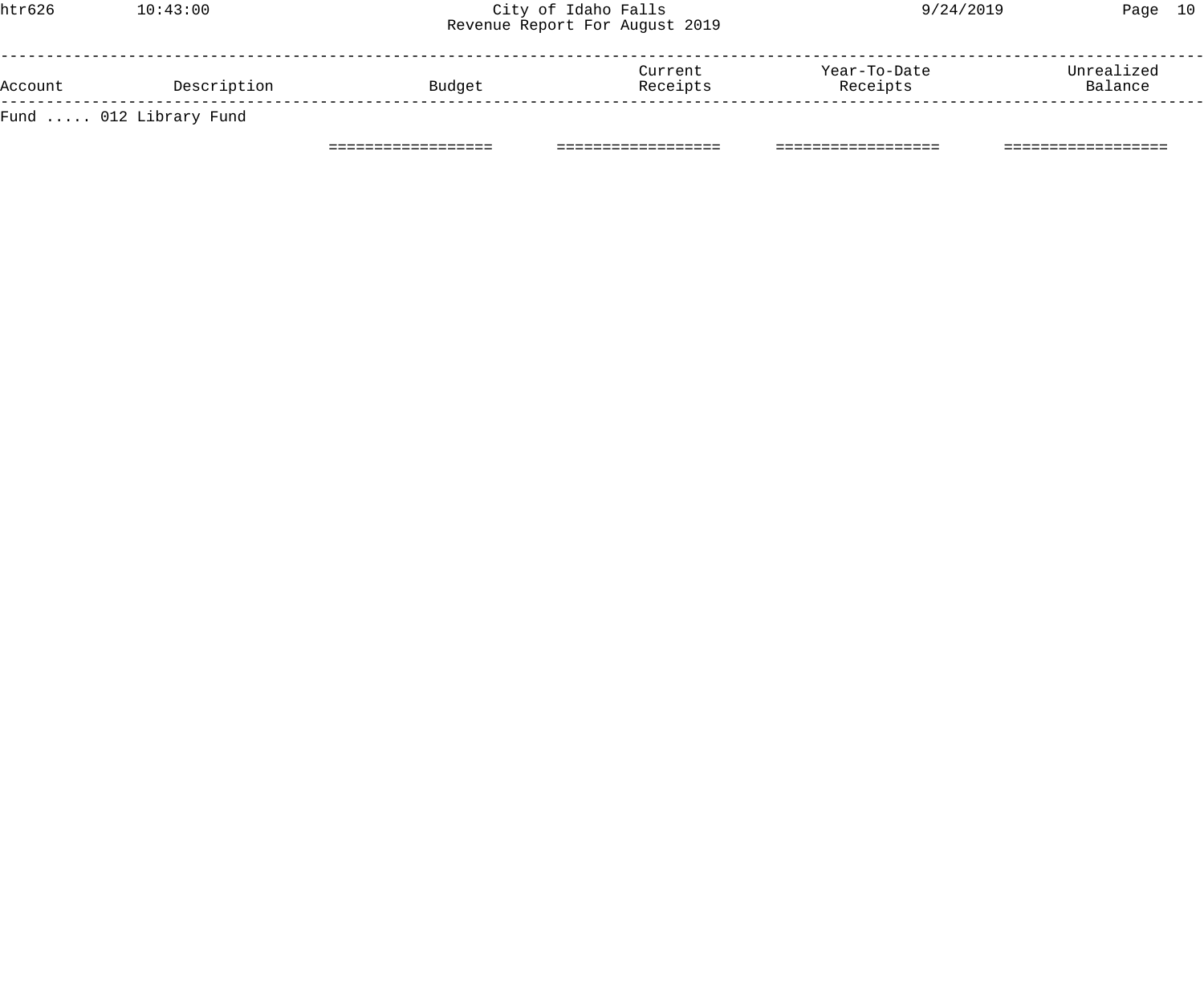| Account | Description | Budget | Current Receipts | Year-To-Date Receipts | Unrealized Balance |
|---|---|---|---|---|---|
| Fund ..... 012 Library Fund | | | | | |
| | | ================== | ================== | ================== | ================== |